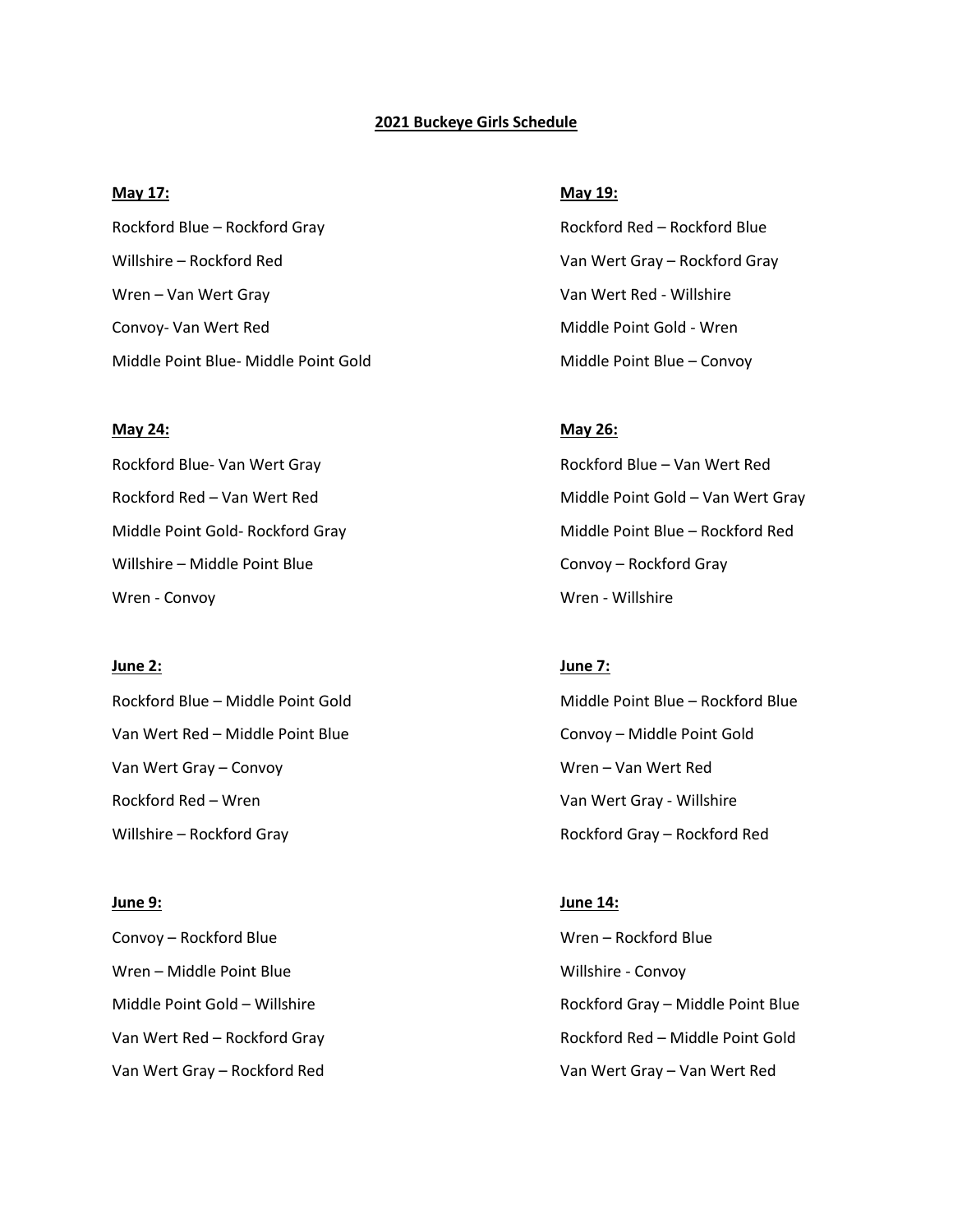# 2021 Buckeye Girls Schedule

**May 17:**

Rockford Blue – Rockford Gray

Willshire – Rockford Red

Wren – Van Wert Gray

Convoy- Van Wert Red

Middle Point Blue- Middle Point Gold

**May 19:**

Rockford Red – Rockford Blue

Van Wert Gray – Rockford Gray

Van Wert Red - Willshire

Middle Point Gold - Wren

Middle Point Blue – Convoy

**May 24:**

Rockford Blue- Van Wert Gray

Rockford Red – Van Wert Red

Middle Point Gold- Rockford Gray

Willshire – Middle Point Blue

Wren - Convoy

**May 26:**

Rockford Blue – Van Wert Red

Middle Point Gold – Van Wert Gray

Middle Point Blue – Rockford Red

Convoy – Rockford Gray

Wren - Willshire

**June 2:**

Rockford Blue – Middle Point Gold

Van Wert Red – Middle Point Blue

Van Wert Gray – Convoy

Rockford Red – Wren

Willshire – Rockford Gray

**June 7:**

Middle Point Blue – Rockford Blue

Convoy – Middle Point Gold

Wren – Van Wert Red

Van Wert Gray - Willshire

Rockford Gray – Rockford Red

**June 9:**

Convoy – Rockford Blue

Wren – Middle Point Blue

Middle Point Gold – Willshire

Van Wert Red – Rockford Gray

Van Wert Gray – Rockford Red

**June 14:**

Wren – Rockford Blue

Willshire - Convoy

Rockford Gray – Middle Point Blue

Rockford Red – Middle Point Gold

Van Wert Gray – Van Wert Red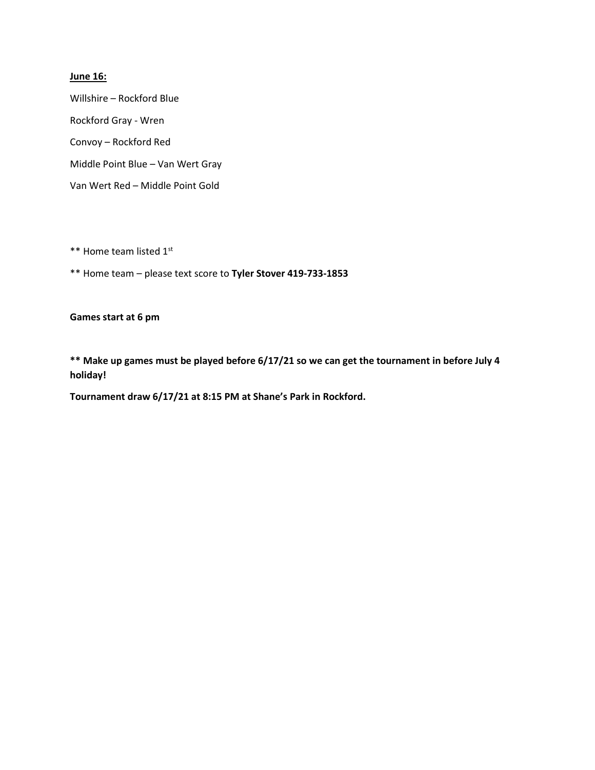**<u>June 16:</u>**

Willshire – Rockford Blue

Rockford Gray - Wren

Convoy – Rockford Red

Middle Point Blue – Van Wert Gray

Van Wert Red – Middle Point Gold

** Home team listed 1st

** Home team – please text score to **Tyler Stover 419-733-1853**

**Games start at 6 pm**

**** Make up games must be played before 6/17/21 so we can get the tournament in before July 4 holiday!**

**Tournament draw 6/17/21 at 8:15 PM at Shane's Park in Rockford.**